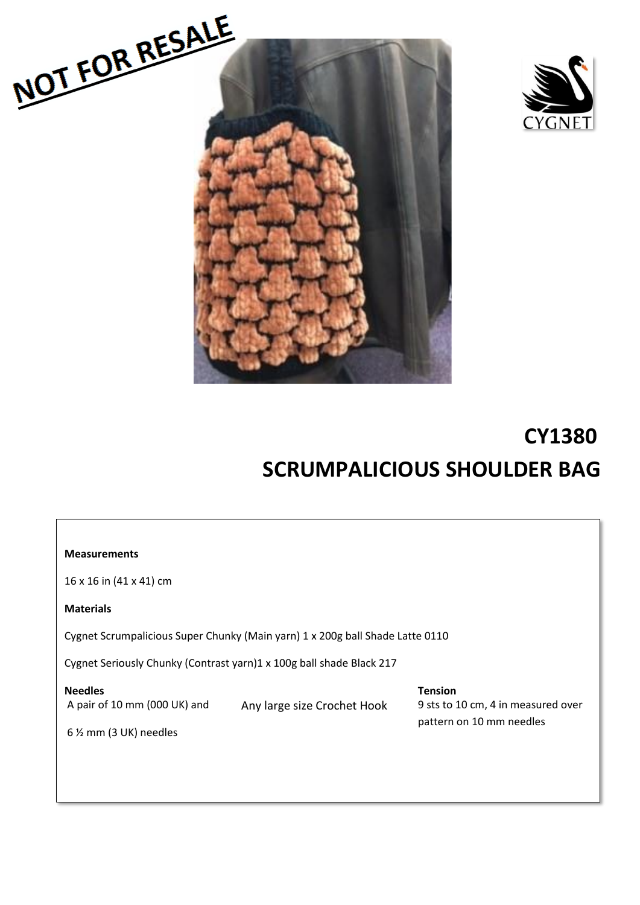NOT FOR RESALE

# CY1380

# SCRUMPALICIOUS SHOULDER BAG

**Measurements**

16 x 16 in (41 x 41) cm

**Materials**

Cygnet Scrumpalicious Super Chunky (Main yarn) 1 x 200g ball Shade Latte 0110

Cygnet Seriously Chunky (Contrast yarn)1 x 100g ball shade Black 217

**Needles**

A pair of 10 mm (000 UK) and

6 ½ mm (3 UK) needles

Any large size Crochet Hook

**Tension**

9 sts to 10 cm, 4 in measured over pattern on 10 mm needles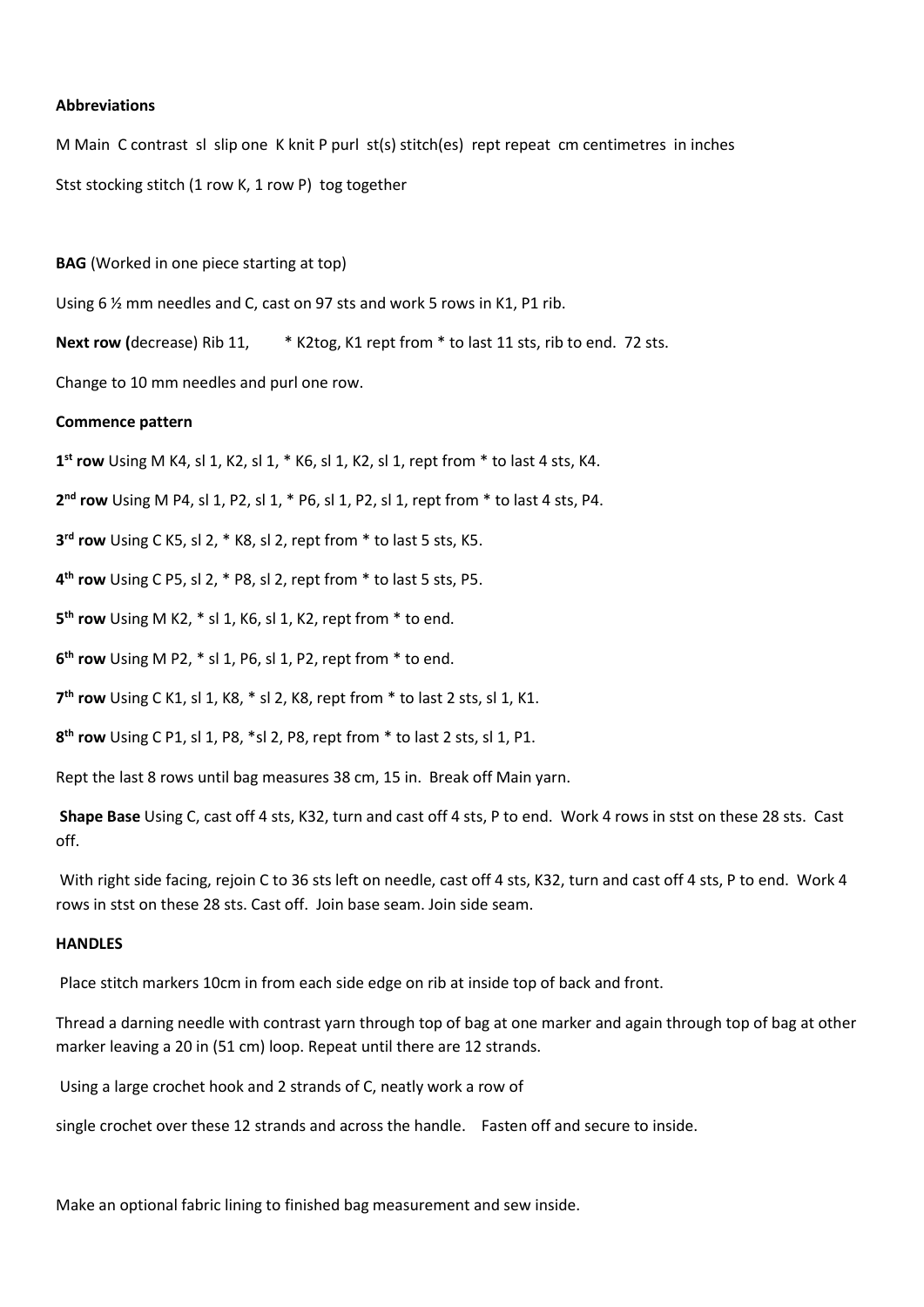**Abbreviations**

M Main  C contrast  sl  slip one  K knit P purl  st(s) stitch(es)  rept repeat  cm centimetres  in inches

Stst stocking stitch (1 row K, 1 row P)  tog together

**BAG** (Worked in one piece starting at top)

Using 6 ½ mm needles and C, cast on 97 sts and work 5 rows in K1, P1 rib.

**Next row (**decrease) Rib 11,  * K2tog, K1 rept from * to last 11 sts, rib to end.  72 sts.

Change to 10 mm needles and purl one row.

**Commence pattern**

**1st row** Using M K4, sl 1, K2, sl 1, * K6, sl 1, K2, sl 1, rept from * to last 4 sts, K4.

**2nd row** Using M P4, sl 1, P2, sl 1, * P6, sl 1, P2, sl 1, rept from * to last 4 sts, P4.

**3rd row** Using C K5, sl 2, * K8, sl 2, rept from * to last 5 sts, K5.

**4th row** Using C P5, sl 2, * P8, sl 2, rept from * to last 5 sts, P5.

**5th row** Using M K2, * sl 1, K6, sl 1, K2, rept from * to end.

**6th row** Using M P2, * sl 1, P6, sl 1, P2, rept from * to end.

**7th row** Using C K1, sl 1, K8, * sl 2, K8, rept from * to last 2 sts, sl 1, K1.

**8th row** Using C P1, sl 1, P8, *sl 2, P8, rept from * to last 2 sts, sl 1, P1.

Rept the last 8 rows until bag measures 38 cm, 15 in.  Break off Main yarn.

**Shape Base** Using C, cast off 4 sts, K32, turn and cast off 4 sts, P to end.  Work 4 rows in stst on these 28 sts.  Cast off.

With right side facing, rejoin C to 36 sts left on needle, cast off 4 sts, K32, turn and cast off 4 sts, P to end.  Work 4 rows in stst on these 28 sts. Cast off.  Join base seam. Join side seam.

**HANDLES**

Place stitch markers 10cm in from each side edge on rib at inside top of back and front.

Thread a darning needle with contrast yarn through top of bag at one marker and again through top of bag at other marker leaving a 20 in (51 cm) loop. Repeat until there are 12 strands.

Using a large crochet hook and 2 strands of C, neatly work a row of

single crochet over these 12 strands and across the handle.   Fasten off and secure to inside.

Make an optional fabric lining to finished bag measurement and sew inside.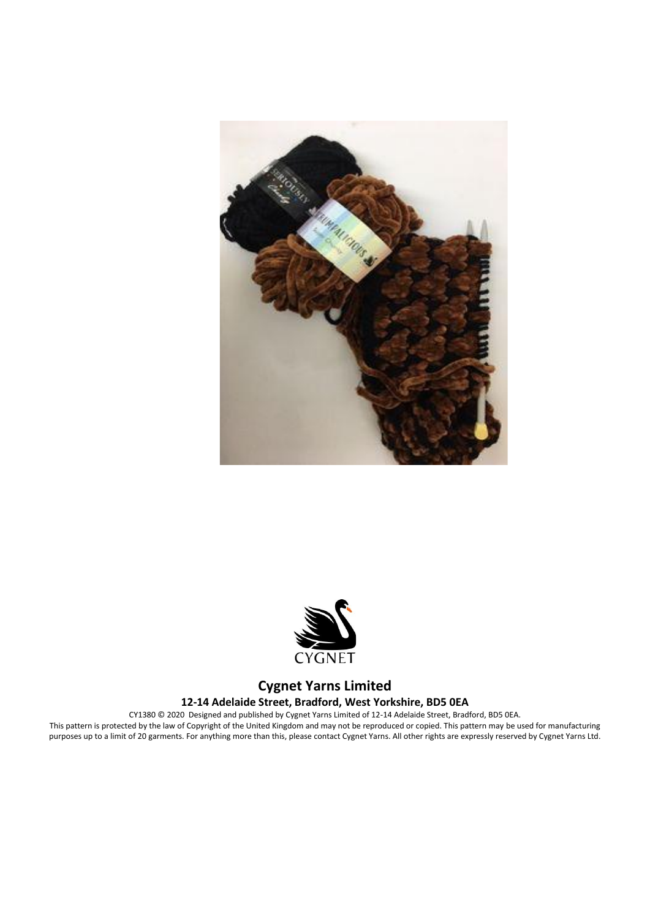**Cygnet Yarns Limited**

**12-14 Adelaide Street, Bradford, West Yorkshire, BD5 0EA**

CY1380 © 2020 Designed and published by Cygnet Yarns Limited of 12-14 Adelaide Street, Bradford, BD5 0EA.

This pattern is protected by the law of Copyright of the United Kingdom and may not be reproduced or copied. This pattern may be used for manufacturing purposes up to a limit of 20 garments. For anything more than this, please contact Cygnet Yarns. All other rights are expressly reserved by Cygnet Yarns Ltd.